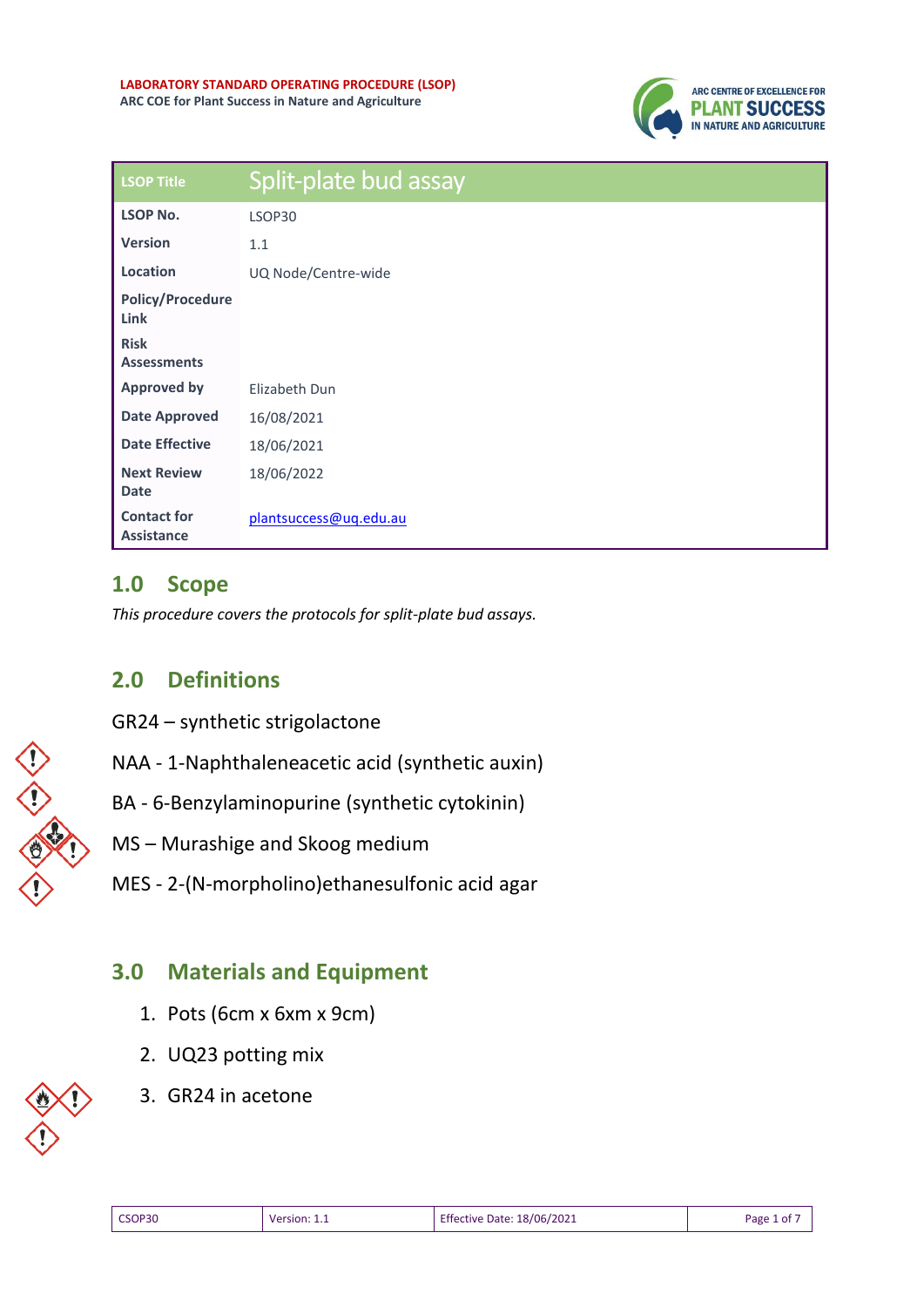LABORATORY STANDARD OPERATING PROCEDURE (LSOP)
ARC COE for Plant Success in Nature and Agriculture

| LSOP Title | Split-plate bud assay |
|---|---|
| LSOP No. | LSOP30 |
| Version | 1.1 |
| Location | UQ Node/Centre-wide |
| Policy/Procedure Link | |
| Risk Assessments | |
| Approved by | Elizabeth Dun |
| Date Approved | 16/08/2021 |
| Date Effective | 18/06/2021 |
| Next Review Date | 18/06/2022 |
| Contact for Assistance | plantsuccess@uq.edu.au |

## 1.0 Scope

*This procedure covers the protocols for split-plate bud assays.*

## 2.0 Definitions

GR24 – synthetic strigolactone

NAA - 1-Naphthaleneacetic acid (synthetic auxin)

BA - 6-Benzylaminopurine (synthetic cytokinin)

MS – Murashige and Skoog medium

MES - 2-(N-morpholino)ethanesulfonic acid agar

## 3.0 Materials and Equipment

1. Pots (6cm x 6xm x 9cm)
2. UQ23 potting mix
3. GR24 in acetone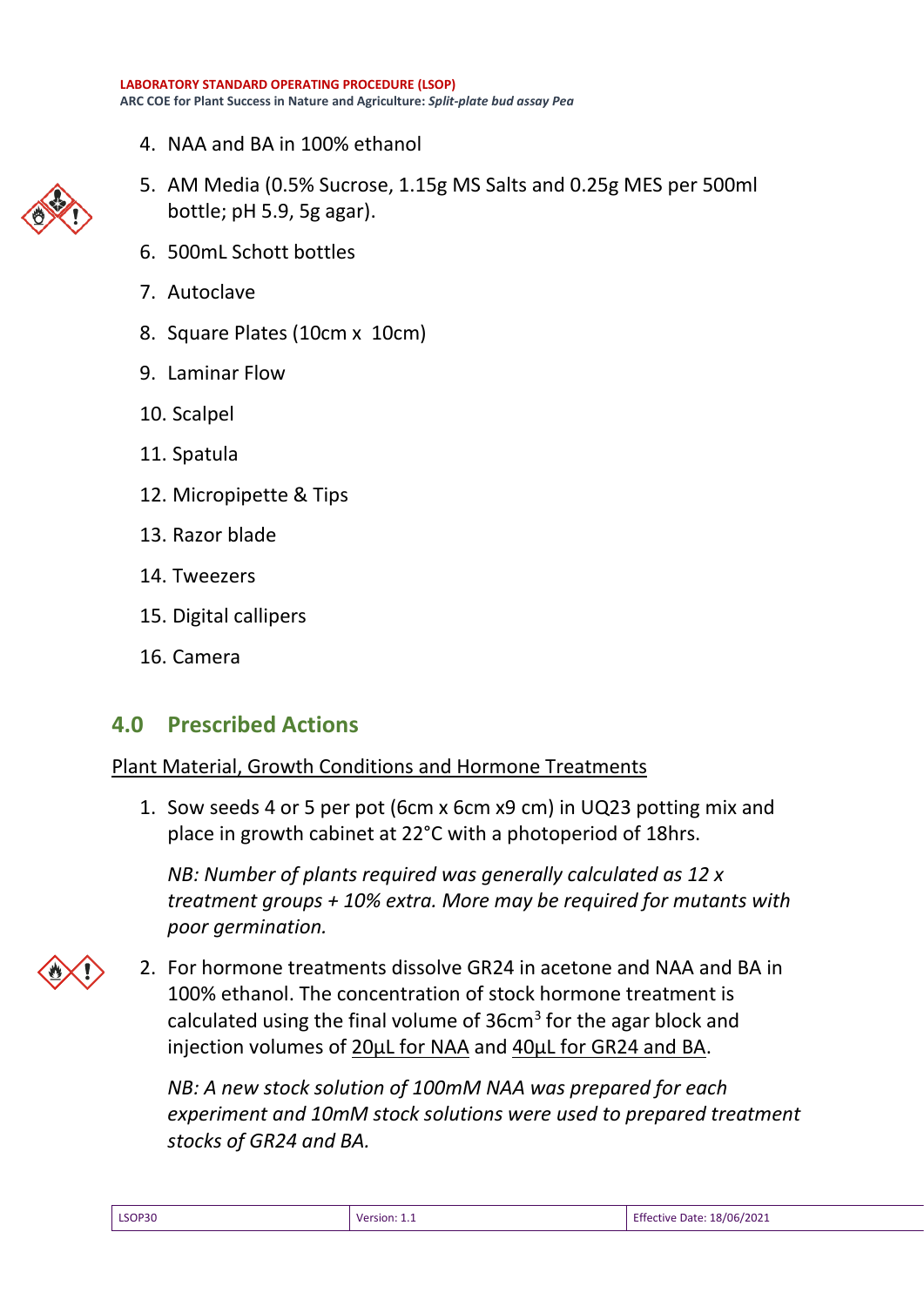4. NAA and BA in 100% ethanol
5. AM Media (0.5% Sucrose, 1.15g MS Salts and 0.25g MES per 500ml bottle; pH 5.9, 5g agar).
6. 500mL Schott bottles
7. Autoclave
8. Square Plates (10cm x 10cm)
9. Laminar Flow
10. Scalpel
11. Spatula
12. Micropipette & Tips
13. Razor blade
14. Tweezers
15. Digital callipers
16. Camera

## 4.0 Prescribed Actions

Plant Material, Growth Conditions and Hormone Treatments

1. Sow seeds 4 or 5 per pot (6cm x 6cm x9 cm) in UQ23 potting mix and place in growth cabinet at 22°C with a photoperiod of 18hrs.

   *NB: Number of plants required was generally calculated as 12 x treatment groups + 10% extra. More may be required for mutants with poor germination.*

2. For hormone treatments dissolve GR24 in acetone and NAA and BA in 100% ethanol. The concentration of stock hormone treatment is calculated using the final volume of $36cm^3$ for the agar block and injection volumes of 20µL for NAA and 40µL for GR24 and BA.

   *NB: A new stock solution of 100mM NAA was prepared for each experiment and 10mM stock solutions were used to prepared treatment stocks of GR24 and BA.*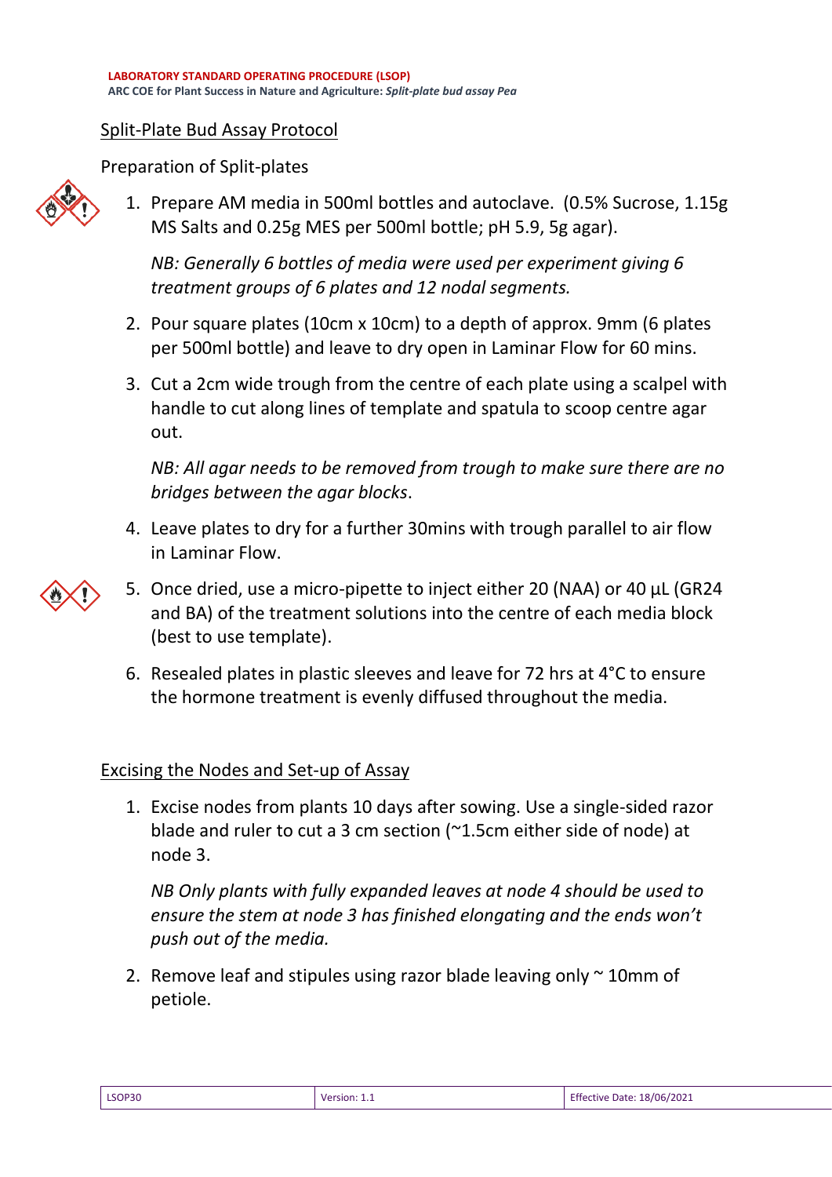## Split-Plate Bud Assay Protocol

### Preparation of Split-plates

1. Prepare AM media in 500ml bottles and autoclave. (0.5% Sucrose, 1.15g MS Salts and 0.25g MES per 500ml bottle; pH 5.9, 5g agar).

   *NB: Generally 6 bottles of media were used per experiment giving 6 treatment groups of 6 plates and 12 nodal segments.*

2. Pour square plates (10cm x 10cm) to a depth of approx. 9mm (6 plates per 500ml bottle) and leave to dry open in Laminar Flow for 60 mins.

3. Cut a 2cm wide trough from the centre of each plate using a scalpel with handle to cut along lines of template and spatula to scoop centre agar out.

   *NB: All agar needs to be removed from trough to make sure there are no bridges between the agar blocks*.

4. Leave plates to dry for a further 30mins with trough parallel to air flow in Laminar Flow.

5. Once dried, use a micro-pipette to inject either 20 (NAA) or 40 µL (GR24 and BA) of the treatment solutions into the centre of each media block (best to use template).

6. Resealed plates in plastic sleeves and leave for 72 hrs at 4°C to ensure the hormone treatment is evenly diffused throughout the media.

### Excising the Nodes and Set-up of Assay

1. Excise nodes from plants 10 days after sowing. Use a single-sided razor blade and ruler to cut a 3 cm section (~1.5cm either side of node) at node 3.

   *NB Only plants with fully expanded leaves at node 4 should be used to ensure the stem at node 3 has finished elongating and the ends won't push out of the media.*

2. Remove leaf and stipules using razor blade leaving only ~ 10mm of petiole.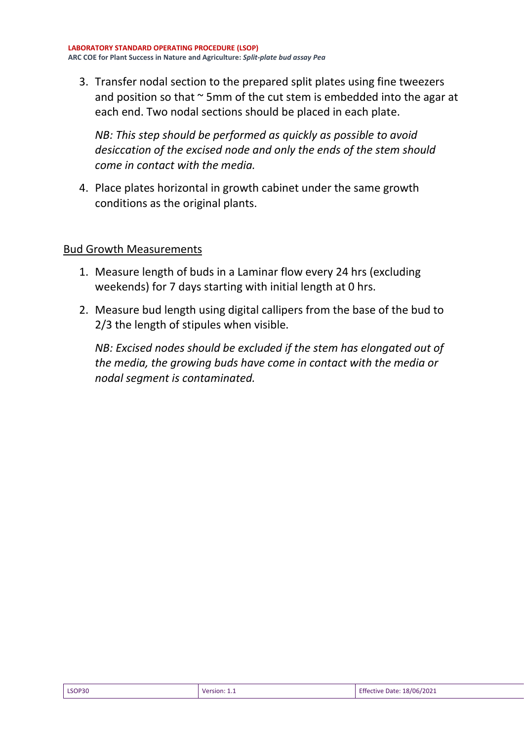3. Transfer nodal section to the prepared split plates using fine tweezers and position so that ~ 5mm of the cut stem is embedded into the agar at each end. Two nodal sections should be placed in each plate.

   *NB: This step should be performed as quickly as possible to avoid desiccation of the excised node and only the ends of the stem should come in contact with the media.*

4. Place plates horizontal in growth cabinet under the same growth conditions as the original plants.

## Bud Growth Measurements

1. Measure length of buds in a Laminar flow every 24 hrs (excluding weekends) for 7 days starting with initial length at 0 hrs.

2. Measure bud length using digital callipers from the base of the bud to 2/3 the length of stipules when visible.

   *NB: Excised nodes should be excluded if the stem has elongated out of the media, the growing buds have come in contact with the media or nodal segment is contaminated.*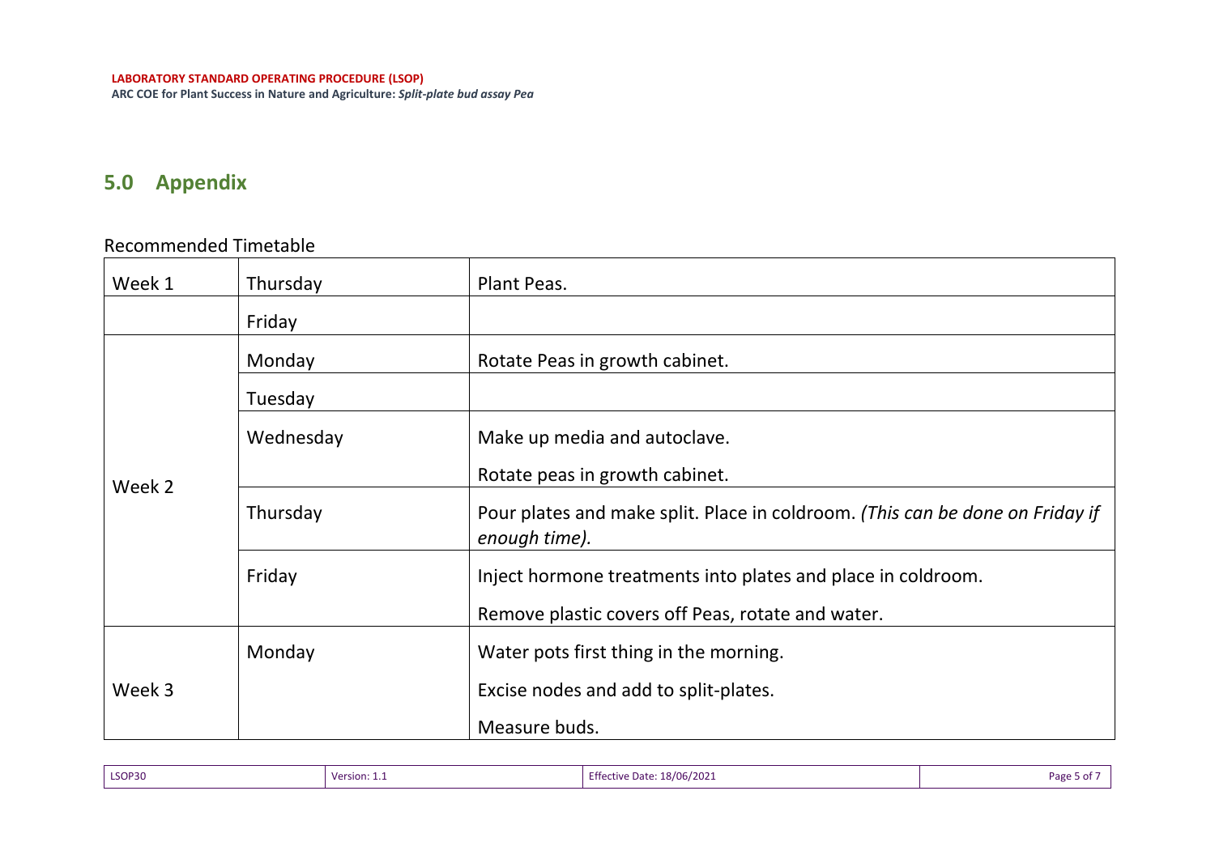## 5.0 Appendix

Recommended Timetable

| | | |
|---|---|---|
| Week 1 | Thursday | Plant Peas. |
| | Friday | |
| Week 2 | Monday | Rotate Peas in growth cabinet. |
| | Tuesday | |
| | Wednesday | Make up media and autoclave.<br>Rotate peas in growth cabinet. |
| | Thursday | Pour plates and make split. Place in coldroom. *(This can be done on Friday if enough time).* |
| | Friday | Inject hormone treatments into plates and place in coldroom.<br>Remove plastic covers off Peas, rotate and water. |
| Week 3 | Monday | Water pots first thing in the morning.<br>Excise nodes and add to split-plates.<br>Measure buds. |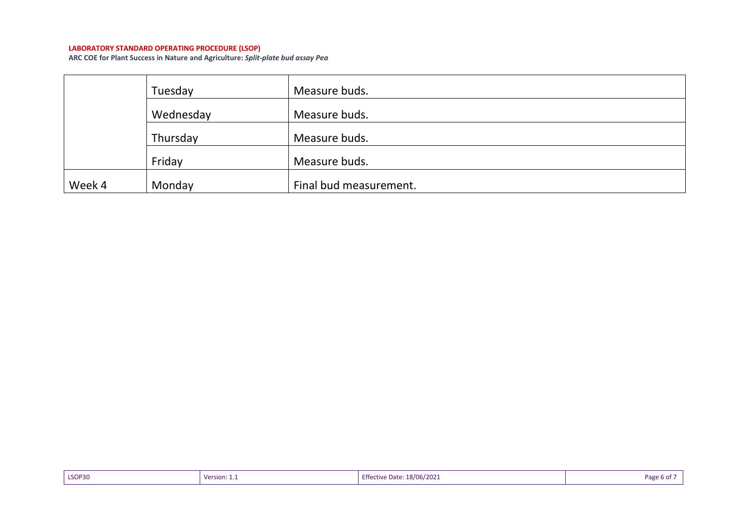| | | |
|---|---|---|
| | Tuesday | Measure buds. |
| | Wednesday | Measure buds. |
| | Thursday | Measure buds. |
| | Friday | Measure buds. |
| Week 4 | Monday | Final bud measurement. |